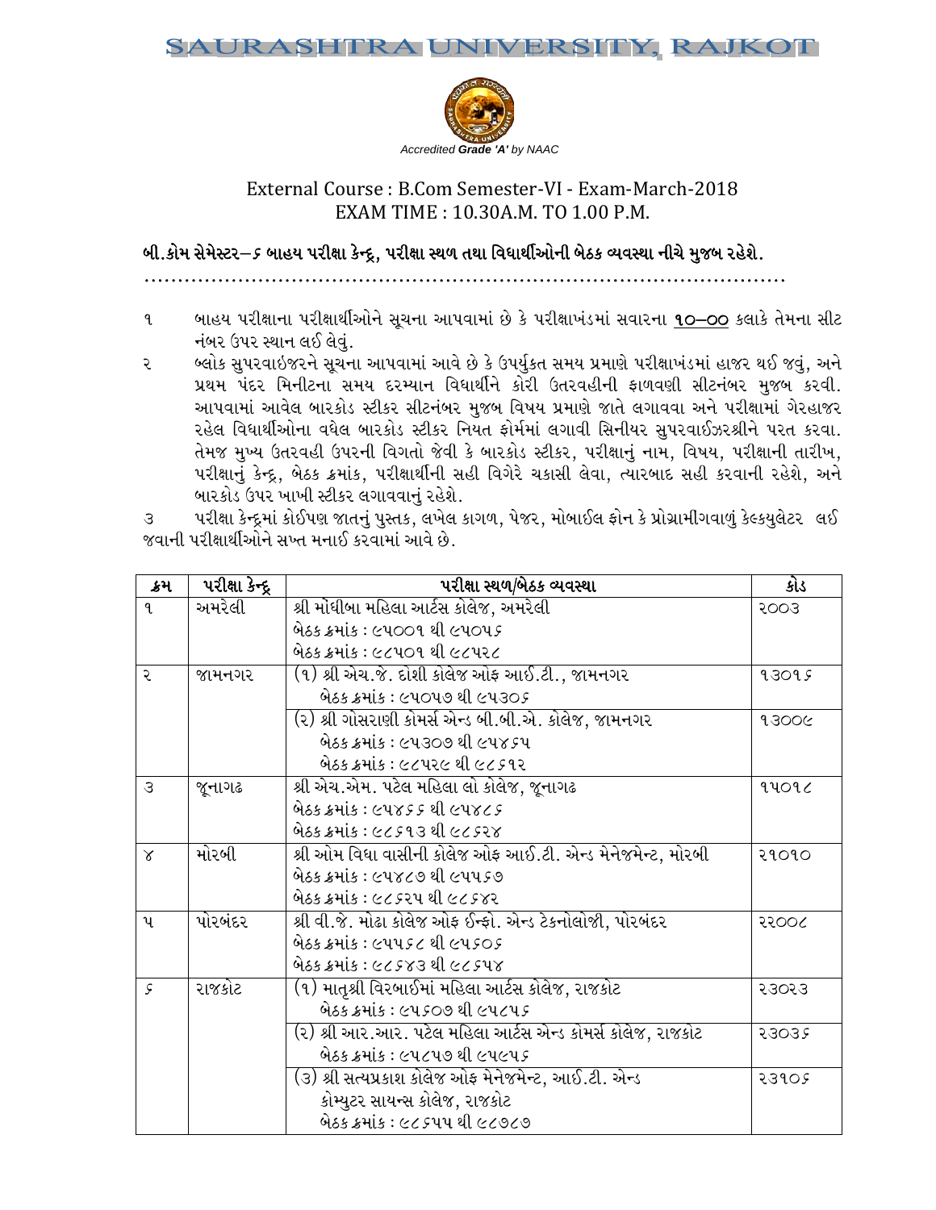# SAURASHTRA UNIVERSITY, RAJKOT

*Accredited **Grade 'A'** by NAAC*

## External Course : B.Com Semester-VI - Exam-March-2018
## EXAM TIME : 10.30A.M. TO 1.00 P.M.

**બી.કોમ સેમેસ્ટર–૬ બાહય પરીક્ષા કેન્દ્ર, પરીક્ષા સ્થળ તથા વિધાર્થીઓની બેઠક વ્યવસ્થા નીચે મુજબ રહેશે.**

..........................................................................................................

૧ બાહય પરીક્ષાના પરીક્ષાર્થીઓને સૂચના આપવામાં છે કે પરીક્ષાખંડમાં સવારના **૧૦–૦૦** કલાકે તેમના સીટ નંબર ઉપર સ્થાન લઈ લેવું.

૨ બ્લોક સુપરવાઈજરને સૂચના આપવામાં આવે છે કે ઉપર્યુકત સમય પ્રમાણે પરીક્ષાખંડમાં હાજર થઈ જવું, અને પ્રથમ પંદર મિનીટના સમય દરમ્યાન વિધાર્થીને કોરી ઉત્તરવહીની ફાળવણી સીટનંબર મુજબ કરવી. આપવામાં આવેલ બારકોડ સ્ટીકર સીટનંબર મુજબ વિષય પ્રમાણે જાતે લગાવવા અને પરીક્ષામાં ગેરહાજર રહેલ વિધાર્થીઓના વધેલ બારકોડ સ્ટીકર નિયત ફોર્મમાં લગાવી સિનીયર સુપરવાઈઝરશ્રીને પરત કરવા. તેમજ મુખ્ય ઉત્તરવહી ઉપરની વિગતો જેવી કે બારકોડ સ્ટીકર, પરીક્ષાનું નામ, વિષય, પરીક્ષાની તારીખ, પરીક્ષાનું કેન્દ્ર, બેઠક ક્રમાંક, પરીક્ષાર્થીની સહી વિગેરે ચકાસી લેવા, ત્યારબાદ સહી કરવાની રહેશે, અને બારકોડ ઉપર ખાખી સ્ટીકર લગાવવાનું રહેશે.

૩ પરીક્ષા કેન્દ્રમાં કોઈપણ જાતનું પુસ્તક, લખેલ કાગળ, પેજર, મોબાઈલ ફોન કે પ્રોગ્રામીંગવાળું કેલ્કયુલેટર લઈ જવાની પરીક્ષાર્થીઓને સખ્ત મનાઈ કરવામાં આવે છે.

| ક્રમ | પરીક્ષા કેન્દ્ર | પરીક્ષા સ્થળ/બેઠક વ્યવસ્થા | કોડ |
|---|---|---|---|
| ૧ | અમરેલી | શ્રી મોંઘીબા મહિલા આર્ટસ કોલેજ, અમરેલી<br>બેઠક ક્રમાંક : ૯૫૦૦૧ થી ૯૫૦૫૬<br>બેઠક ક્રમાંક : ૯૮૫૦૧ થી ૯૮૫૨૮ | ૨૦૦૩ |
| ૨ | જામનગર | (૧) શ્રી એચ.જે. દોશી કોલેજ ઓફ આઈ.ટી., જામનગર<br>બેઠક ક્રમાંક : ૯૫૦૫૭ થી ૯૫૩૦૬ | ૧૩૦૧૬ |
| | | (૨) શ્રી ગોસરાણી કોમર્સ એન્ડ બી.બી.એ. કોલેજ, જામનગર<br>બેઠક ક્રમાંક : ૯૫૩૦૭ થી ૯૫૪૬૫<br>બેઠક ક્રમાંક : ૯૮૫૨૯ થી ૯૮૬૧૨ | ૧૩૦૦૯ |
| ૩ | જૂનાગઢ | શ્રી એચ.એમ. પટેલ મહિલા લો કોલેજ, જૂનાગઢ<br>બેઠક ક્રમાંક : ૯૫૪૬૬ થી ૯૫૪૮૬<br>બેઠક ક્રમાંક : ૯૮૬૧૩ થી ૯૮૬૨૪ | ૧૫૦૧૮ |
| ૪ | મોરબી | શ્રી ઓમ વિધા વાસીની કોલેજ ઓફ આઈ.ટી. એન્ડ મેનેજમેન્ટ, મોરબી<br>બેઠક ક્રમાંક : ૯૫૪૮૭ થી ૯૫૫૬૭<br>બેઠક ક્રમાંક : ૯૮૬૨૫ થી ૯૮૬૪૨ | ૨૧૦૧૦ |
| ૫ | પોરબંદર | શ્રી વી.જે. મોઢા કોલેજ ઓફ ઈન્ફો. એન્ડ ટેકનોલોજી, પોરબંદર<br>બેઠક ક્રમાંક : ૯૫૫૬૮ થી ૯૫૬૦૬<br>બેઠક ક્રમાંક : ૯૮૬૪૩ થી ૯૮૬૫૪ | ૨૨૦૦૮ |
| ૬ | રાજકોટ | (૧) માતૃશ્રી વિરબાઈમાં મહિલા આર્ટસ કોલેજ, રાજકોટ<br>બેઠક ક્રમાંક : ૯૫૬૦૭ થી ૯૫૮૫૬ | ૨૩૦૨૩ |
| | | (૨) શ્રી આર.આર. પટેલ મહિલા આર્ટસ એન્ડ કોમર્સ કોલેજ, રાજકોટ<br>બેઠક ક્રમાંક : ૯૫૮૫૭ થી ૯૫૯૫૬ | ૨૩૦૩૬ |
| | | (૩) શ્રી સત્યપ્રકાશ કોલેજ ઓફ મેનેજમેન્ટ, આઈ.ટી. એન્ડ કોમ્પ્યુટર સાયન્સ કોલેજ, રાજકોટ<br>બેઠક ક્રમાંક : ૯૮૬૫૫ થી ૯૮૭૮૭ | ૨૩૧૦૬ |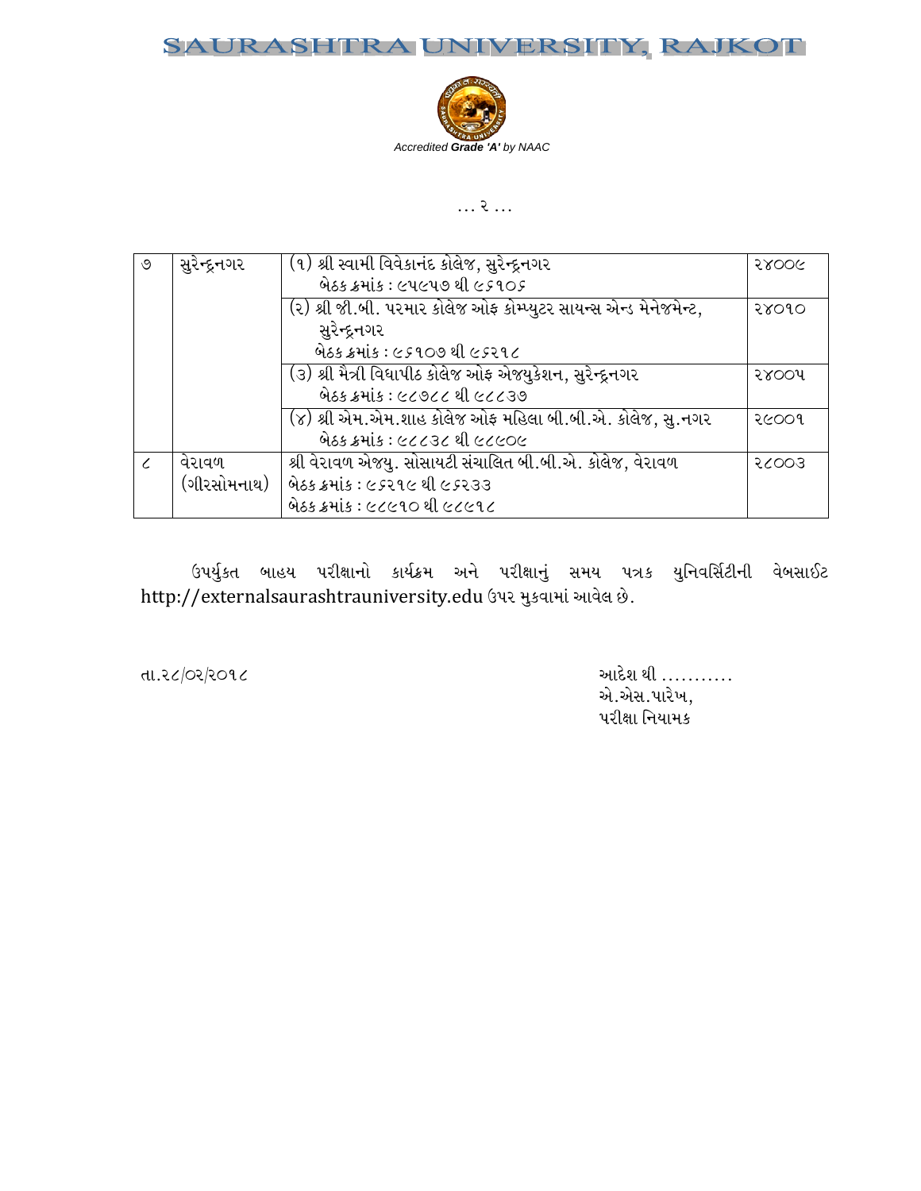# SAURASHTRA UNIVERSITY, RAJKOT

*Accredited **Grade 'A'** by NAAC*

... ૨ ...

| ૭ | સુરેન્દ્રનગર | (૧) શ્રી સ્વામી વિવેકાનંદ કોલેજ, સુરેન્દ્રનગર<br>બેઠક ક્રમાંક : ૯૫૯૫૭ થી ૯૬૧૦૬ | ૨૪૦૦૯ |
|---|---|---|---|
| | | (૨) શ્રી જી.બી. પરમાર કોલેજ ઓફ કોમ્પ્યુટર સાયન્સ એન્ડ મેનેજમેન્ટ, સુરેન્દ્રનગર<br>બેઠક ક્રમાંક : ૯૬૧૦૭ થી ૯૬૨૧૮ | ૨૪૦૧૦ |
| | | (૩) શ્રી મૈત્રી વિદ્યાપીઠ કોલેજ ઓફ એજ્યુકેશન, સુરેન્દ્રનગર<br>બેઠક ક્રમાંક : ૯૮૭૮૮ થી ૯૮૮૩૭ | ૨૪૦૦૫ |
| | | (૪) શ્રી એમ.એમ.શાહ કોલેજ ઓફ મહિલા બી.બી.એ. કોલેજ, સુ.નગર<br>બેઠક ક્રમાંક : ૯૮૮૩૮ થી ૯૮૯૦૯ | ૨૯૦૦૧ |
| ૮ | વેરાવળ (ગીરસોમનાથ) | શ્રી વેરાવળ એજ્યુ. સોસાયટી સંચાલિત બી.બી.એ. કોલેજ, વેરાવળ<br>બેઠક ક્રમાંક : ૯૬૨૧૯ થી ૯૬૨૩૩<br>બેઠક ક્રમાંક : ૯૮૯૧૦ થી ૯૮૯૧૮ | ૨૮૦૦૩ |

ઉપર્યુકત બાહય પરીક્ષાનો કાર્યક્રમ અને પરીક્ષાનું સમય પત્રક યુનિવર્સિટીની વેબસાઈટ http://externalsaurashtrauniversity.edu ઉપર મુકવામાં આવેલ છે.

તા.૨૮/૦૨/૨૦૧૮

આદેશ થી ...........
એ.એસ.પારેખ,
પરીક્ષા નિયામક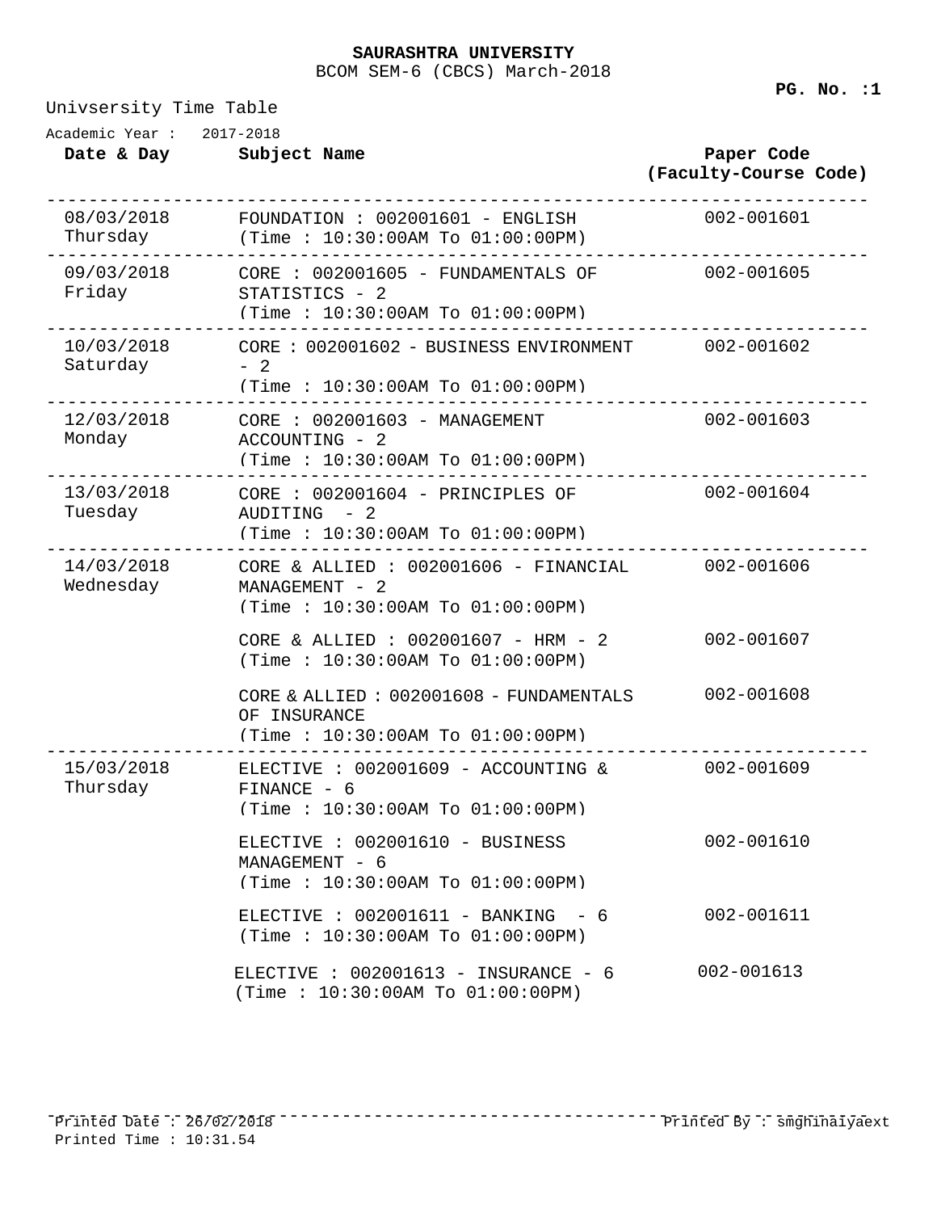**SAURASHTRA UNIVERSITY**

BCOM SEM-6 (CBCS) March-2018

Univsersity Time Table

Academic Year : 2017-2018

| Date & Day | Subject Name | Paper Code (Faculty-Course Code) |
|---|---|---|
| 08/03/2018 Thursday | FOUNDATION : 002001601 - ENGLISH (Time : 10:30:00AM To 01:00:00PM) | 002-001601 |
| 09/03/2018 Friday | CORE : 002001605 - FUNDAMENTALS OF STATISTICS - 2 (Time : 10:30:00AM To 01:00:00PM) | 002-001605 |
| 10/03/2018 Saturday | CORE : 002001602 - BUSINESS ENVIRONMENT - 2 (Time : 10:30:00AM To 01:00:00PM) | 002-001602 |
| 12/03/2018 Monday | CORE : 002001603 - MANAGEMENT ACCOUNTING - 2 (Time : 10:30:00AM To 01:00:00PM) | 002-001603 |
| 13/03/2018 Tuesday | CORE : 002001604 - PRINCIPLES OF AUDITING - 2 (Time : 10:30:00AM To 01:00:00PM) | 002-001604 |
| 14/03/2018 Wednesday | CORE & ALLIED : 002001606 - FINANCIAL MANAGEMENT - 2 (Time : 10:30:00AM To 01:00:00PM) | 002-001606 |
| | CORE & ALLIED : 002001607 - HRM - 2 (Time : 10:30:00AM To 01:00:00PM) | 002-001607 |
| | CORE & ALLIED : 002001608 - FUNDAMENTALS OF INSURANCE (Time : 10:30:00AM To 01:00:00PM) | 002-001608 |
| 15/03/2018 Thursday | ELECTIVE : 002001609 - ACCOUNTING & FINANCE - 6 (Time : 10:30:00AM To 01:00:00PM) | 002-001609 |
| | ELECTIVE : 002001610 - BUSINESS MANAGEMENT - 6 (Time : 10:30:00AM To 01:00:00PM) | 002-001610 |
| | ELECTIVE : 002001611 - BANKING - 6 (Time : 10:30:00AM To 01:00:00PM) | 002-001611 |
| | ELECTIVE : 002001613 - INSURANCE - 6 (Time : 10:30:00AM To 01:00:00PM) | 002-001613 |

Printed Date : 26/02/2018
Printed Time : 10:31.54

Printed By : smghinaiyaext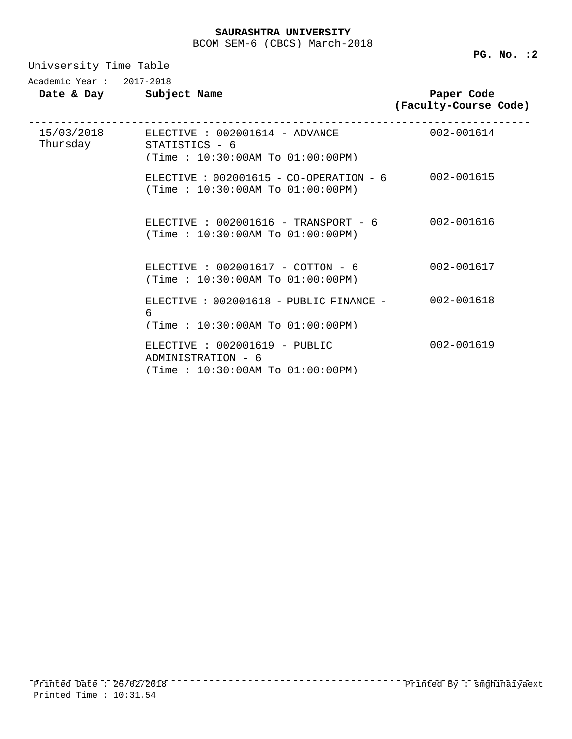**SAURASHTRA UNIVERSITY**

BCOM SEM-6 (CBCS) March-2018

**PG. No. :2**

Univsersity Time Table

Academic Year : 2017-2018

| Date & Day | Subject Name | Paper Code (Faculty-Course Code) |
|---|---|---|
| 15/03/2018 Thursday | ELECTIVE : 002001614 - ADVANCE STATISTICS - 6 (Time : 10:30:00AM To 01:00:00PM) | 002-001614 |
| | ELECTIVE : 002001615 - CO-OPERATION - 6 (Time : 10:30:00AM To 01:00:00PM) | 002-001615 |
| | ELECTIVE : 002001616 - TRANSPORT - 6 (Time : 10:30:00AM To 01:00:00PM) | 002-001616 |
| | ELECTIVE : 002001617 - COTTON - 6 (Time : 10:30:00AM To 01:00:00PM) | 002-001617 |
| | ELECTIVE : 002001618 - PUBLIC FINANCE - 6 (Time : 10:30:00AM To 01:00:00PM) | 002-001618 |
| | ELECTIVE : 002001619 - PUBLIC ADMINISTRATION - 6 (Time : 10:30:00AM To 01:00:00PM) | 002-001619 |

Printed Date : 26/02/2018
Printed Time : 10:31.54

Printed By : smghinaiyaext